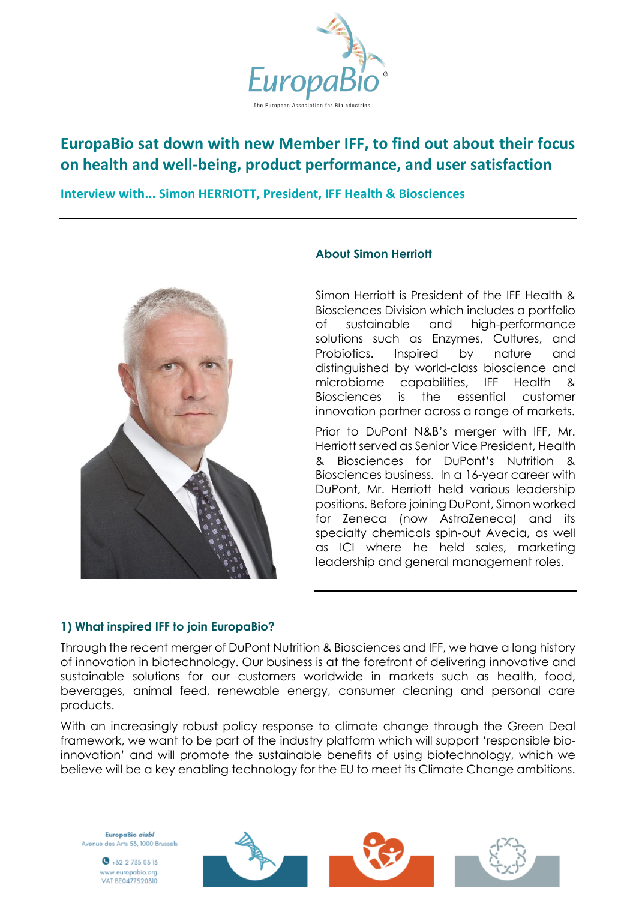# EuropaBio sat down with new Member IFF, to find out about their focus on health and well-being, product performance, and user satisfaction

**Interview with... Simon HERRIOTT, President, IFF Health & Biosciences**

### About Simon Herriott

Simon Herriott is President of the IFF Health & Biosciences Division which includes a portfolio of sustainable and high-performance solutions such as Enzymes, Cultures, and Probiotics. Inspired by nature and distinguished by world-class bioscience and microbiome capabilities, IFF Health & Biosciences is the essential customer innovation partner across a range of markets.

Prior to DuPont N&B's merger with IFF, Mr. Herriott served as Senior Vice President, Health & Biosciences for DuPont's Nutrition & Biosciences business. In a 16-year career with DuPont, Mr. Herriott held various leadership positions. Before joining DuPont, Simon worked for Zeneca (now AstraZeneca) and its specialty chemicals spin-out Avecia, as well as ICI where he held sales, marketing leadership and general management roles.

### 1) What inspired IFF to join EuropaBio?

Through the recent merger of DuPont Nutrition & Biosciences and IFF, we have a long history of innovation in biotechnology. Our business is at the forefront of delivering innovative and sustainable solutions for our customers worldwide in markets such as health, food, beverages, animal feed, renewable energy, consumer cleaning and personal care products.

With an increasingly robust policy response to climate change through the Green Deal framework, we want to be part of the industry platform which will support 'responsible bio-innovation' and will promote the sustainable benefits of using biotechnology, which we believe will be a key enabling technology for the EU to meet its Climate Change ambitions.

EuropaBio *aisbl*
Avenue des Arts 53, 1000 Brussels
+32 2 735 03 13
www.europabio.org
VAT BE0477520310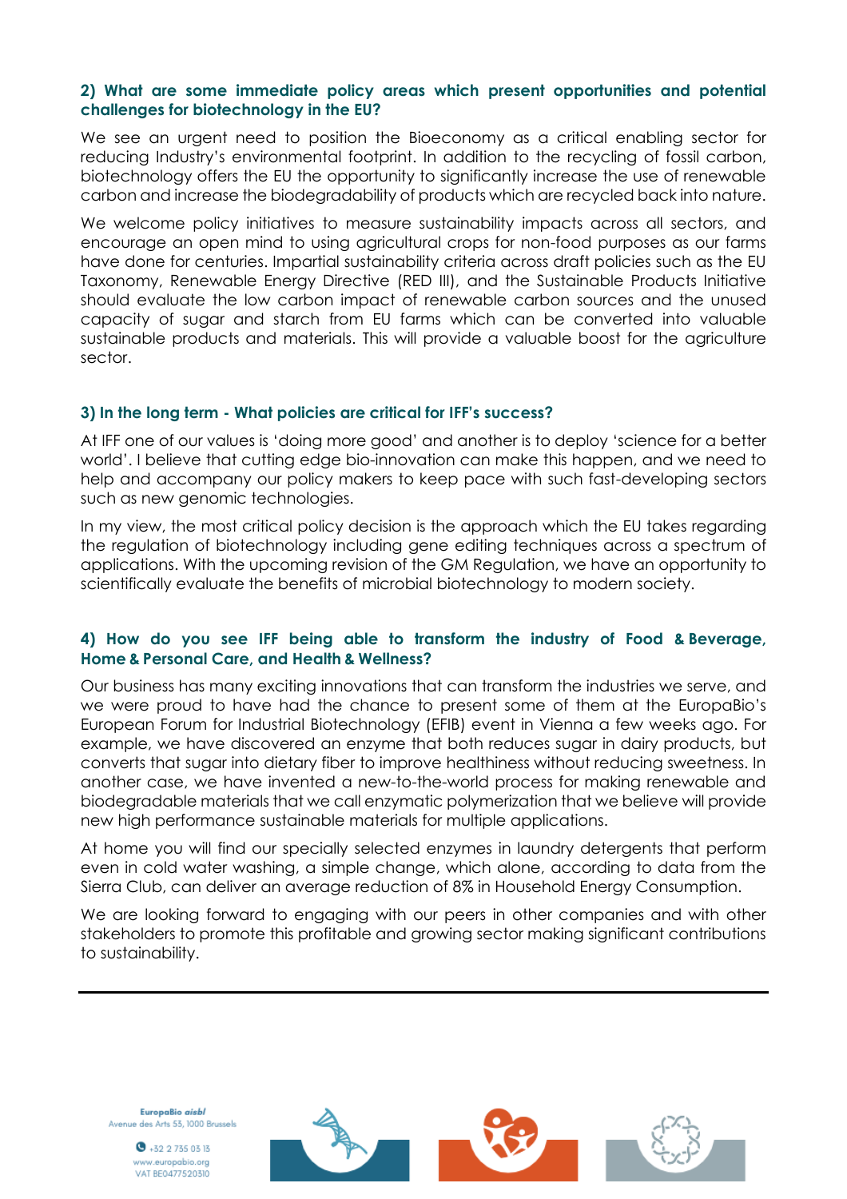### 2) What are some immediate policy areas which present opportunities and potential challenges for biotechnology in the EU?

We see an urgent need to position the Bioeconomy as a critical enabling sector for reducing Industry's environmental footprint. In addition to the recycling of fossil carbon, biotechnology offers the EU the opportunity to significantly increase the use of renewable carbon and increase the biodegradability of products which are recycled back into nature.

We welcome policy initiatives to measure sustainability impacts across all sectors, and encourage an open mind to using agricultural crops for non-food purposes as our farms have done for centuries. Impartial sustainability criteria across draft policies such as the EU Taxonomy, Renewable Energy Directive (RED III), and the Sustainable Products Initiative should evaluate the low carbon impact of renewable carbon sources and the unused capacity of sugar and starch from EU farms which can be converted into valuable sustainable products and materials. This will provide a valuable boost for the agriculture sector.

### 3) In the long term - What policies are critical for IFF's success?

At IFF one of our values is 'doing more good' and another is to deploy 'science for a better world'. I believe that cutting edge bio-innovation can make this happen, and we need to help and accompany our policy makers to keep pace with such fast-developing sectors such as new genomic technologies.

In my view, the most critical policy decision is the approach which the EU takes regarding the regulation of biotechnology including gene editing techniques across a spectrum of applications. With the upcoming revision of the GM Regulation, we have an opportunity to scientifically evaluate the benefits of microbial biotechnology to modern society.

### 4) How do you see IFF being able to transform the industry of Food & Beverage, Home & Personal Care, and Health & Wellness?

Our business has many exciting innovations that can transform the industries we serve, and we were proud to have had the chance to present some of them at the EuropaBio's European Forum for Industrial Biotechnology (EFIB) event in Vienna a few weeks ago. For example, we have discovered an enzyme that both reduces sugar in dairy products, but converts that sugar into dietary fiber to improve healthiness without reducing sweetness. In another case, we have invented a new-to-the-world process for making renewable and biodegradable materials that we call enzymatic polymerization that we believe will provide new high performance sustainable materials for multiple applications.

At home you will find our specially selected enzymes in laundry detergents that perform even in cold water washing, a simple change, which alone, according to data from the Sierra Club, can deliver an average reduction of 8% in Household Energy Consumption.

We are looking forward to engaging with our peers in other companies and with other stakeholders to promote this profitable and growing sector making significant contributions to sustainability.

---

EuropaBio *aisbl*
Avenue des Arts 53, 1000 Brussels
+32 2 735 03 13
www.europabio.org
VAT BE0477520310